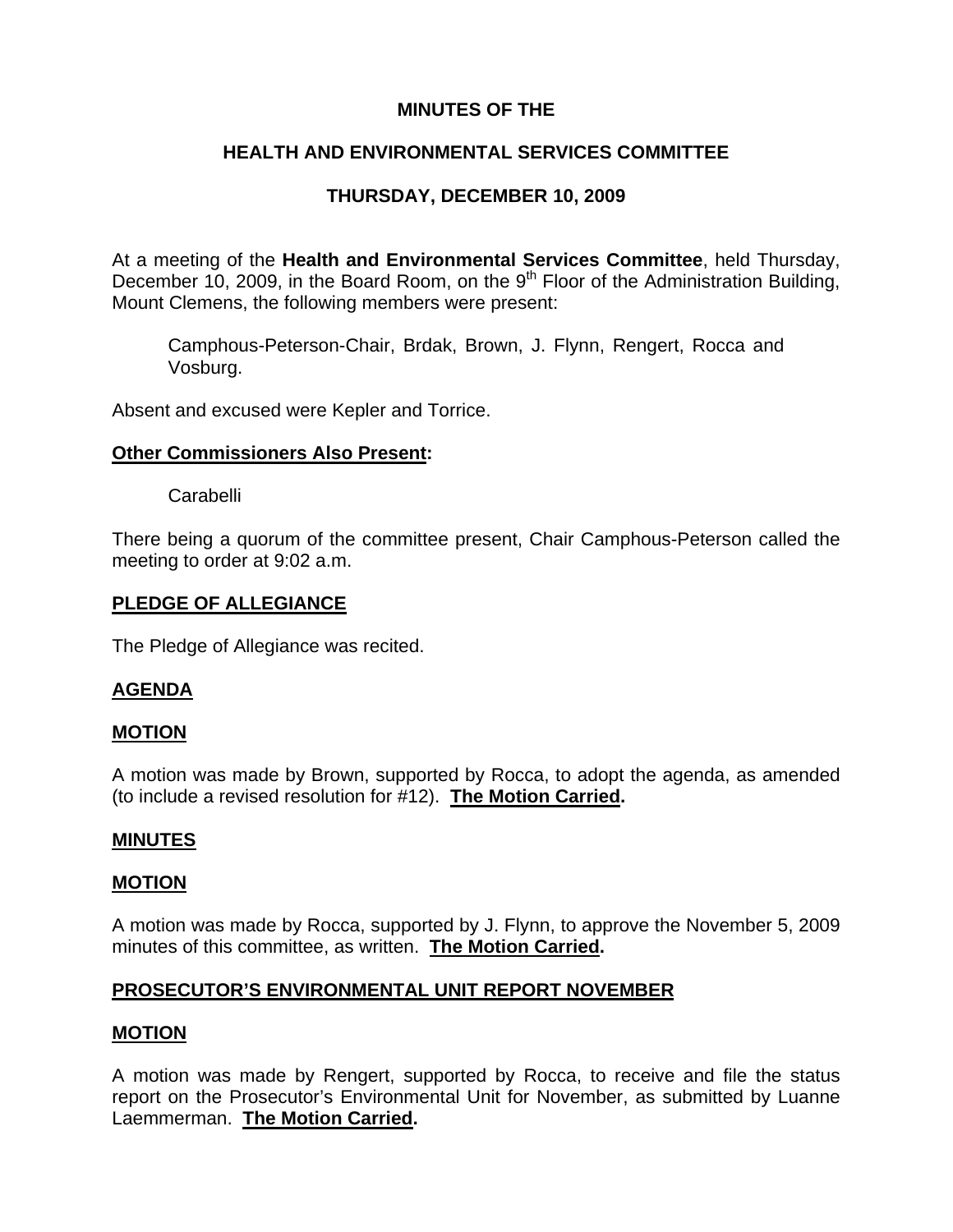# MINUTES OF THE

## HEALTH AND ENVIRONMENTAL SERVICES COMMITTEE

## THURSDAY, DECEMBER 10, 2009

At a meeting of the **Health and Environmental Services Committee**, held Thursday, December 10, 2009, in the Board Room, on the 9th Floor of the Administration Building, Mount Clemens, the following members were present:

> Camphous-Peterson-Chair, Brdak, Brown, J. Flynn, Rengert, Rocca and Vosburg.

Absent and excused were Kepler and Torrice.

**Other Commissioners Also Present:**

> Carabelli

There being a quorum of the committee present, Chair Camphous-Peterson called the meeting to order at 9:02 a.m.

**PLEDGE OF ALLEGIANCE**

The Pledge of Allegiance was recited.

**AGENDA**

**MOTION**

A motion was made by Brown, supported by Rocca, to adopt the agenda, as amended (to include a revised resolution for #12). **The Motion Carried.**

**MINUTES**

**MOTION**

A motion was made by Rocca, supported by J. Flynn, to approve the November 5, 2009 minutes of this committee, as written. **The Motion Carried.**

**PROSECUTOR'S ENVIRONMENTAL UNIT REPORT NOVEMBER**

**MOTION**

A motion was made by Rengert, supported by Rocca, to receive and file the status report on the Prosecutor's Environmental Unit for November, as submitted by Luanne Laemmerman. **The Motion Carried.**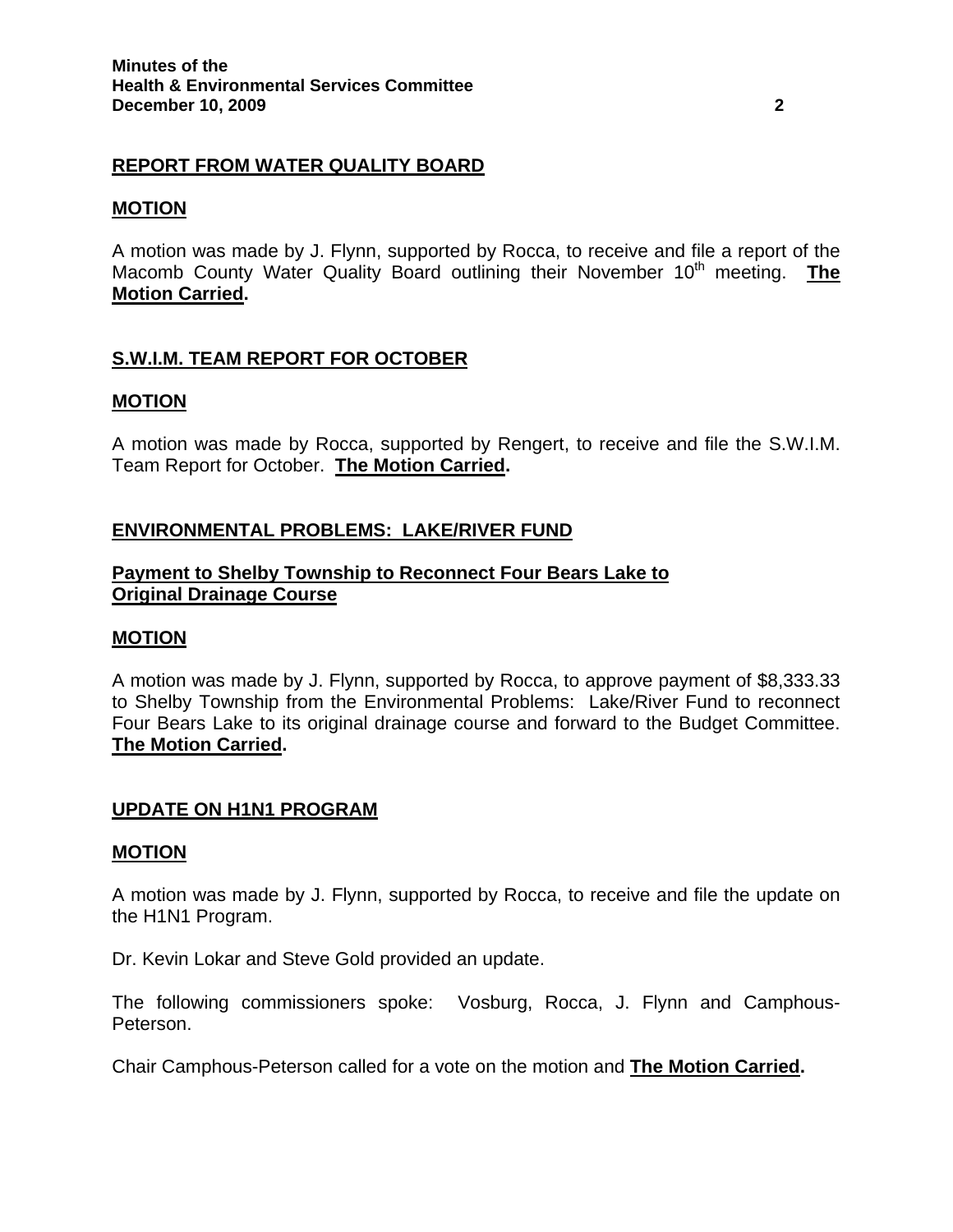## REPORT FROM WATER QUALITY BOARD

### MOTION

A motion was made by J. Flynn, supported by Rocca, to receive and file a report of the Macomb County Water Quality Board outlining their November 10th meeting. **The Motion Carried.**

## S.W.I.M. TEAM REPORT FOR OCTOBER

### MOTION

A motion was made by Rocca, supported by Rengert, to receive and file the S.W.I.M. Team Report for October. **The Motion Carried.**

## ENVIRONMENTAL PROBLEMS: LAKE/RIVER FUND

### Payment to Shelby Township to Reconnect Four Bears Lake to Original Drainage Course

### MOTION

A motion was made by J. Flynn, supported by Rocca, to approve payment of $8,333.33 to Shelby Township from the Environmental Problems: Lake/River Fund to reconnect Four Bears Lake to its original drainage course and forward to the Budget Committee. **The Motion Carried.**

## UPDATE ON H1N1 PROGRAM

### MOTION

A motion was made by J. Flynn, supported by Rocca, to receive and file the update on the H1N1 Program.

Dr. Kevin Lokar and Steve Gold provided an update.

The following commissioners spoke: Vosburg, Rocca, J. Flynn and Camphous-Peterson.

Chair Camphous-Peterson called for a vote on the motion and **The Motion Carried.**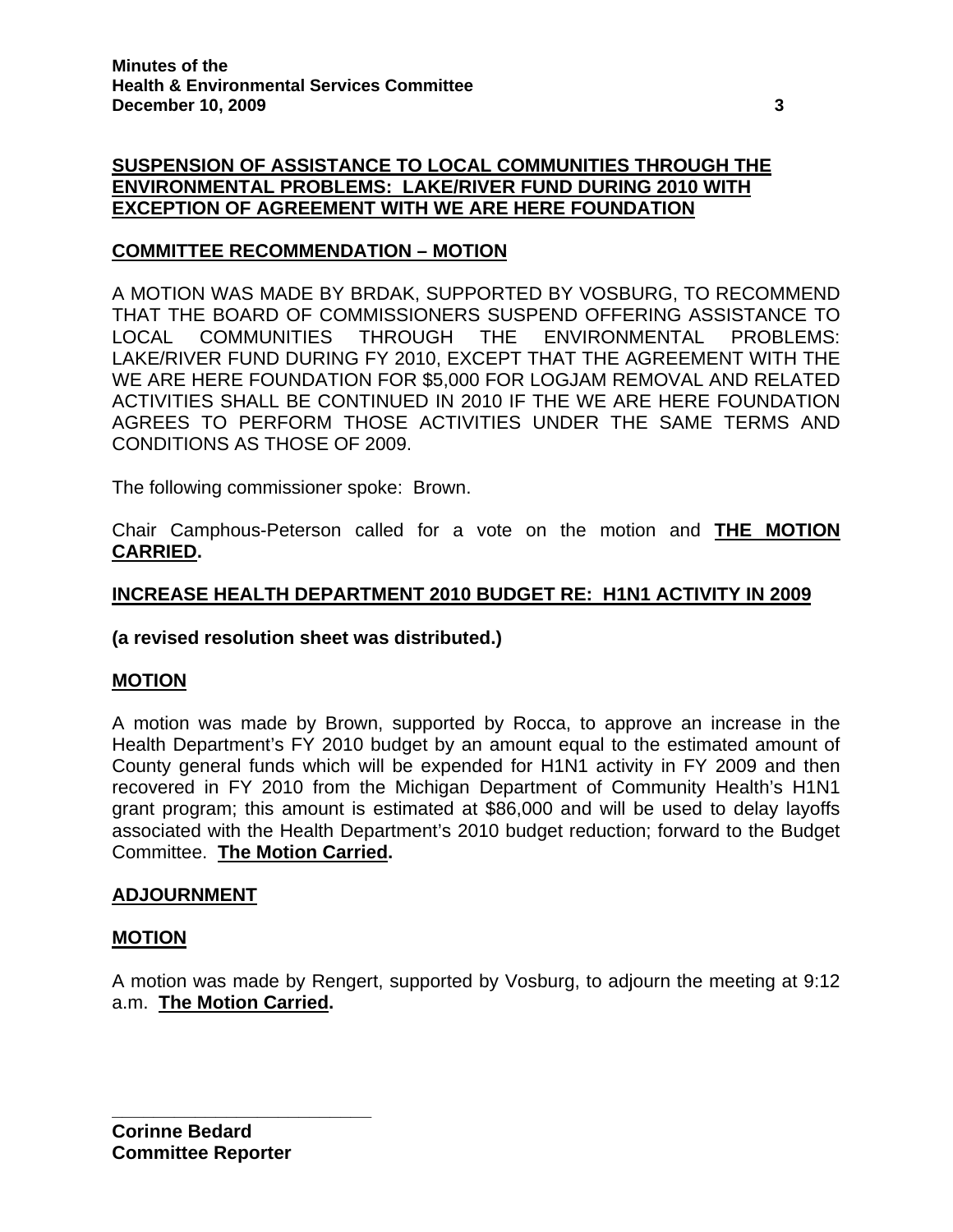**SUSPENSION OF ASSISTANCE TO LOCAL COMMUNITIES THROUGH THE ENVIRONMENTAL PROBLEMS: LAKE/RIVER FUND DURING 2010 WITH EXCEPTION OF AGREEMENT WITH WE ARE HERE FOUNDATION**

**COMMITTEE RECOMMENDATION – MOTION**

A MOTION WAS MADE BY BRDAK, SUPPORTED BY VOSBURG, TO RECOMMEND THAT THE BOARD OF COMMISSIONERS SUSPEND OFFERING ASSISTANCE TO LOCAL COMMUNITIES THROUGH THE ENVIRONMENTAL PROBLEMS: LAKE/RIVER FUND DURING FY 2010, EXCEPT THAT THE AGREEMENT WITH THE WE ARE HERE FOUNDATION FOR $5,000 FOR LOGJAM REMOVAL AND RELATED ACTIVITIES SHALL BE CONTINUED IN 2010 IF THE WE ARE HERE FOUNDATION AGREES TO PERFORM THOSE ACTIVITIES UNDER THE SAME TERMS AND CONDITIONS AS THOSE OF 2009.

The following commissioner spoke: Brown.

Chair Camphous-Peterson called for a vote on the motion and **THE MOTION CARRIED.**

**INCREASE HEALTH DEPARTMENT 2010 BUDGET RE: H1N1 ACTIVITY IN 2009**

**(a revised resolution sheet was distributed.)**

**MOTION**

A motion was made by Brown, supported by Rocca, to approve an increase in the Health Department's FY 2010 budget by an amount equal to the estimated amount of County general funds which will be expended for H1N1 activity in FY 2009 and then recovered in FY 2010 from the Michigan Department of Community Health's H1N1 grant program; this amount is estimated at $86,000 and will be used to delay layoffs associated with the Health Department's 2010 budget reduction; forward to the Budget Committee. **The Motion Carried.**

**ADJOURNMENT**

**MOTION**

A motion was made by Rengert, supported by Vosburg, to adjourn the meeting at 9:12 a.m. **The Motion Carried.**

**Corinne Bedard**
**Committee Reporter**